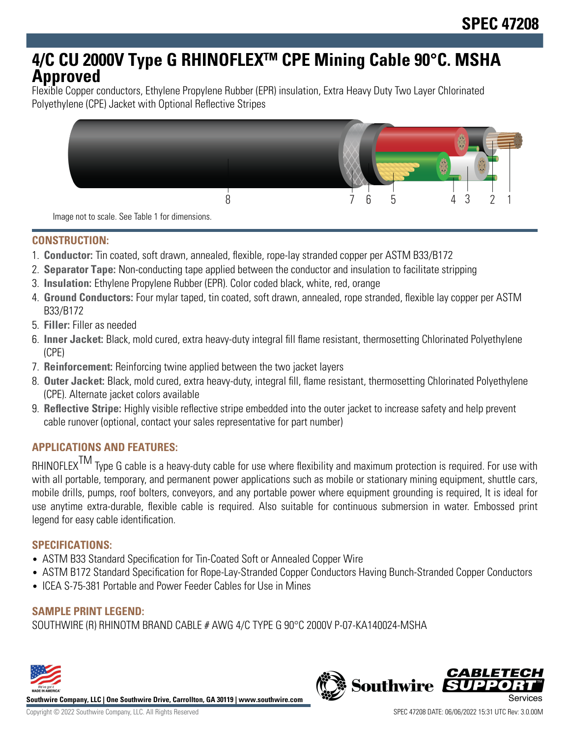# SPEC 47208

# 4/C CU 2000V Type G RHINOFLEX™ CPE Mining Cable 90°C. MSHA Approved

Flexible Copper conductors, Ethylene Propylene Rubber (EPR) insulation, Extra Heavy Duty Two Layer Chlorinated Polyethylene (CPE) Jacket with Optional Reflective Stripes

Image not to scale. See Table 1 for dimensions.

## CONSTRUCTION:

1. **Conductor:** Tin coated, soft drawn, annealed, flexible, rope-lay stranded copper per ASTM B33/B172
2. **Separator Tape:** Non-conducting tape applied between the conductor and insulation to facilitate stripping
3. **Insulation:** Ethylene Propylene Rubber (EPR). Color coded black, white, red, orange
4. **Ground Conductors:** Four mylar taped, tin coated, soft drawn, annealed, rope stranded, flexible lay copper per ASTM B33/B172
5. **Filler:** Filler as needed
6. **Inner Jacket:** Black, mold cured, extra heavy-duty integral fill flame resistant, thermosetting Chlorinated Polyethylene (CPE)
7. **Reinforcement:** Reinforcing twine applied between the two jacket layers
8. **Outer Jacket:** Black, mold cured, extra heavy-duty, integral fill, flame resistant, thermosetting Chlorinated Polyethylene (CPE). Alternate jacket colors available
9. **Reflective Stripe:** Highly visible reflective stripe embedded into the outer jacket to increase safety and help prevent cable runover (optional, contact your sales representative for part number)

## APPLICATIONS AND FEATURES:

RHINOFLEX™ Type G cable is a heavy-duty cable for use where flexibility and maximum protection is required. For use with with all portable, temporary, and permanent power applications such as mobile or stationary mining equipment, shuttle cars, mobile drills, pumps, roof bolters, conveyors, and any portable power where equipment grounding is required, It is ideal for use anytime extra-durable, flexible cable is required. Also suitable for continuous submersion in water. Embossed print legend for easy cable identification.

## SPECIFICATIONS:

- ASTM B33 Standard Specification for Tin-Coated Soft or Annealed Copper Wire
- ASTM B172 Standard Specification for Rope-Lay-Stranded Copper Conductors Having Bunch-Stranded Copper Conductors
- ICEA S-75-381 Portable and Power Feeder Cables for Use in Mines

## SAMPLE PRINT LEGEND:

SOUTHWIRE (R) RHINOTM BRAND CABLE # AWG 4/C TYPE G 90°C 2000V P-07-KA140024-MSHA

**Southwire Company, LLC | One Southwire Drive, Carrollton, GA 30119 | www.southwire.com**

Copyright © 2022 Southwire Company, LLC. All Rights Reserved

SPEC 47208 DATE: 06/06/2022 15:31 UTC Rev: 3.0.00M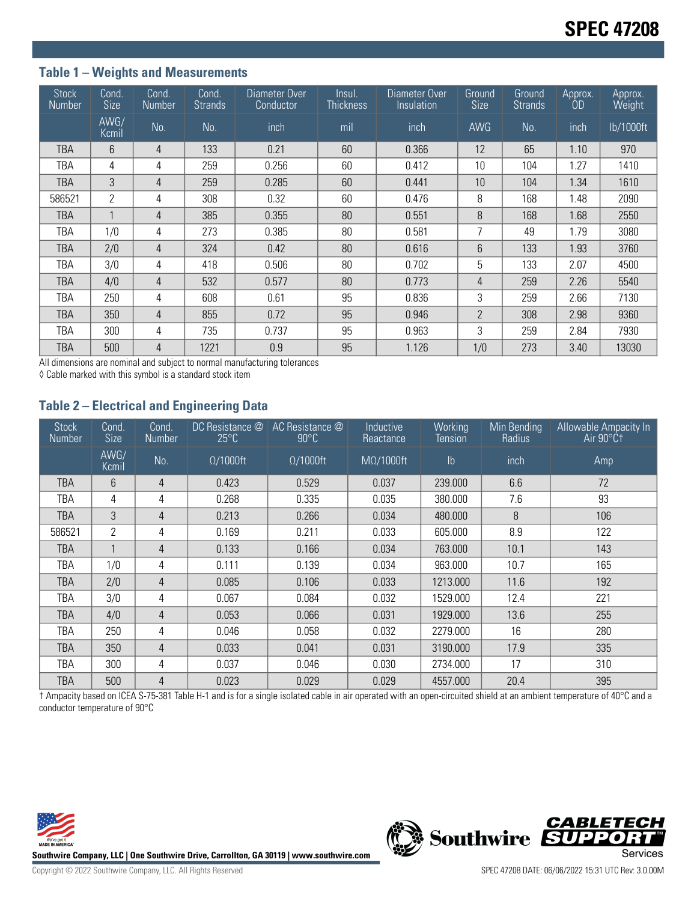# SPEC 47208

### Table 1 – Weights and Measurements

| Stock Number | Cond. Size | Cond. Number | Cond. Strands | Diameter Over Conductor | Insul. Thickness | Diameter Over Insulation | Ground Size | Ground Strands | Approx. OD | Approx. Weight |
|---|---|---|---|---|---|---|---|---|---|---|
| | AWG/ Kcmil | No. | No. | inch | mil | inch | AWG | No. | inch | lb/1000ft |
| TBA | 6 | 4 | 133 | 0.21 | 60 | 0.366 | 12 | 65 | 1.10 | 970 |
| TBA | 4 | 4 | 259 | 0.256 | 60 | 0.412 | 10 | 104 | 1.27 | 1410 |
| TBA | 3 | 4 | 259 | 0.285 | 60 | 0.441 | 10 | 104 | 1.34 | 1610 |
| 586521 | 2 | 4 | 308 | 0.32 | 60 | 0.476 | 8 | 168 | 1.48 | 2090 |
| TBA | 1 | 4 | 385 | 0.355 | 80 | 0.551 | 8 | 168 | 1.68 | 2550 |
| TBA | 1/0 | 4 | 273 | 0.385 | 80 | 0.581 | 7 | 49 | 1.79 | 3080 |
| TBA | 2/0 | 4 | 324 | 0.42 | 80 | 0.616 | 6 | 133 | 1.93 | 3760 |
| TBA | 3/0 | 4 | 418 | 0.506 | 80 | 0.702 | 5 | 133 | 2.07 | 4500 |
| TBA | 4/0 | 4 | 532 | 0.577 | 80 | 0.773 | 4 | 259 | 2.26 | 5540 |
| TBA | 250 | 4 | 608 | 0.61 | 95 | 0.836 | 3 | 259 | 2.66 | 7130 |
| TBA | 350 | 4 | 855 | 0.72 | 95 | 0.946 | 2 | 308 | 2.98 | 9360 |
| TBA | 300 | 4 | 735 | 0.737 | 95 | 0.963 | 3 | 259 | 2.84 | 7930 |
| TBA | 500 | 4 | 1221 | 0.9 | 95 | 1.126 | 1/0 | 273 | 3.40 | 13030 |

All dimensions are nominal and subject to normal manufacturing tolerances

◊ Cable marked with this symbol is a standard stock item

### Table 2 – Electrical and Engineering Data

| Stock Number | Cond. Size | Cond. Number | DC Resistance @ 25°C | AC Resistance @ 90°C | Inductive Reactance | Working Tension | Min Bending Radius | Allowable Ampacity In Air 90°C† |
|---|---|---|---|---|---|---|---|---|
| | AWG/ Kcmil | No. | Ω/1000ft | Ω/1000ft | MΩ/1000ft | lb | inch | Amp |
| TBA | 6 | 4 | 0.423 | 0.529 | 0.037 | 239.000 | 6.6 | 72 |
| TBA | 4 | 4 | 0.268 | 0.335 | 0.035 | 380.000 | 7.6 | 93 |
| TBA | 3 | 4 | 0.213 | 0.266 | 0.034 | 480.000 | 8 | 106 |
| 586521 | 2 | 4 | 0.169 | 0.211 | 0.033 | 605.000 | 8.9 | 122 |
| TBA | 1 | 4 | 0.133 | 0.166 | 0.034 | 763.000 | 10.1 | 143 |
| TBA | 1/0 | 4 | 0.111 | 0.139 | 0.034 | 963.000 | 10.7 | 165 |
| TBA | 2/0 | 4 | 0.085 | 0.106 | 0.033 | 1213.000 | 11.6 | 192 |
| TBA | 3/0 | 4 | 0.067 | 0.084 | 0.032 | 1529.000 | 12.4 | 221 |
| TBA | 4/0 | 4 | 0.053 | 0.066 | 0.031 | 1929.000 | 13.6 | 255 |
| TBA | 250 | 4 | 0.046 | 0.058 | 0.032 | 2279.000 | 16 | 280 |
| TBA | 350 | 4 | 0.033 | 0.041 | 0.031 | 3190.000 | 17.9 | 335 |
| TBA | 300 | 4 | 0.037 | 0.046 | 0.030 | 2734.000 | 17 | 310 |
| TBA | 500 | 4 | 0.023 | 0.029 | 0.029 | 4557.000 | 20.4 | 395 |

† Ampacity based on ICEA S-75-381 Table H-1 and is for a single isolated cable in air operated with an open-circuited shield at an ambient temperature of 40°C and a conductor temperature of 90°C

Southwire Company, LLC | One Southwire Drive, Carrollton, GA 30119 | www.southwire.com

Copyright © 2022 Southwire Company, LLC. All Rights Reserved

SPEC 47208 DATE: 06/06/2022 15:31 UTC Rev: 3.0.00M